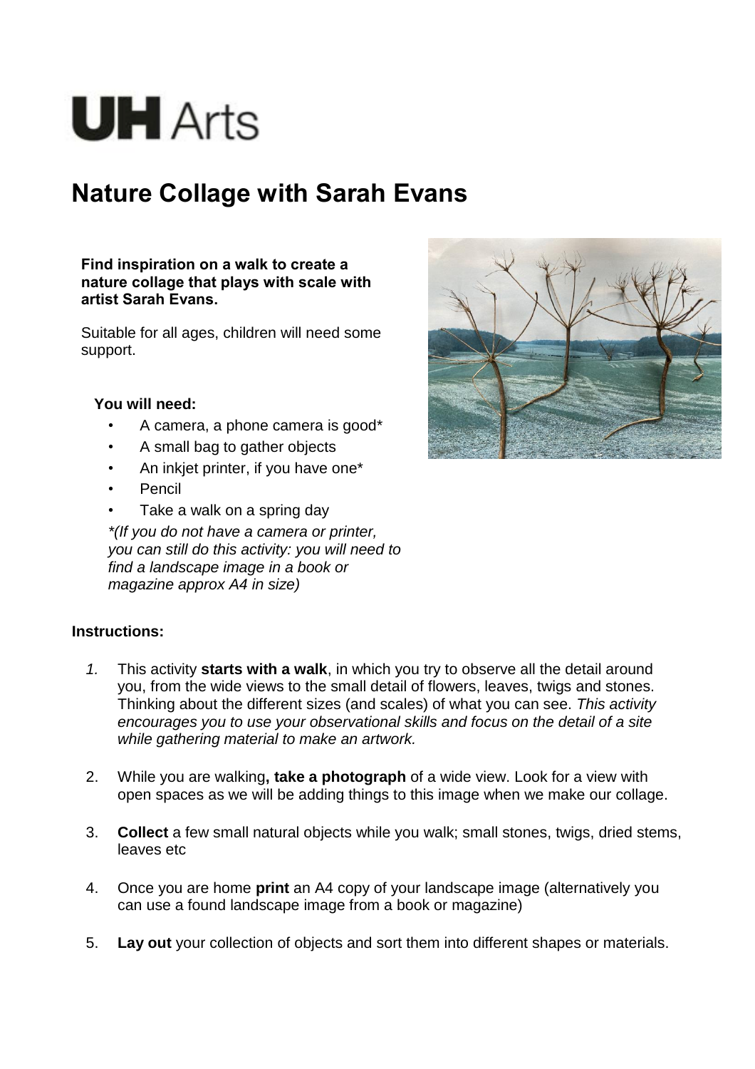# UH Arts

## Nature Collage with Sarah Evans

**Find inspiration on a walk to create a nature collage that plays with scale with artist Sarah Evans.**

Suitable for all ages, children will need some support.

**You will need:**

- A camera, a phone camera is good*
- A small bag to gather objects
- An inkjet printer, if you have one*
- Pencil
- Take a walk on a spring day

*\*(If you do not have a camera or printer, you can still do this activity: you will need to find a landscape image in a book or magazine approx A4 in size)*

**Instructions:**

1. This activity **starts with a walk**, in which you try to observe all the detail around you, from the wide views to the small detail of flowers, leaves, twigs and stones. Thinking about the different sizes (and scales) of what you can see. *This activity encourages you to use your observational skills and focus on the detail of a site while gathering material to make an artwork.*
2. While you are walking**, take a photograph** of a wide view. Look for a view with open spaces as we will be adding things to this image when we make our collage.
3. **Collect** a few small natural objects while you walk; small stones, twigs, dried stems, leaves etc
4. Once you are home **print** an A4 copy of your landscape image (alternatively you can use a found landscape image from a book or magazine)
5. **Lay out** your collection of objects and sort them into different shapes or materials.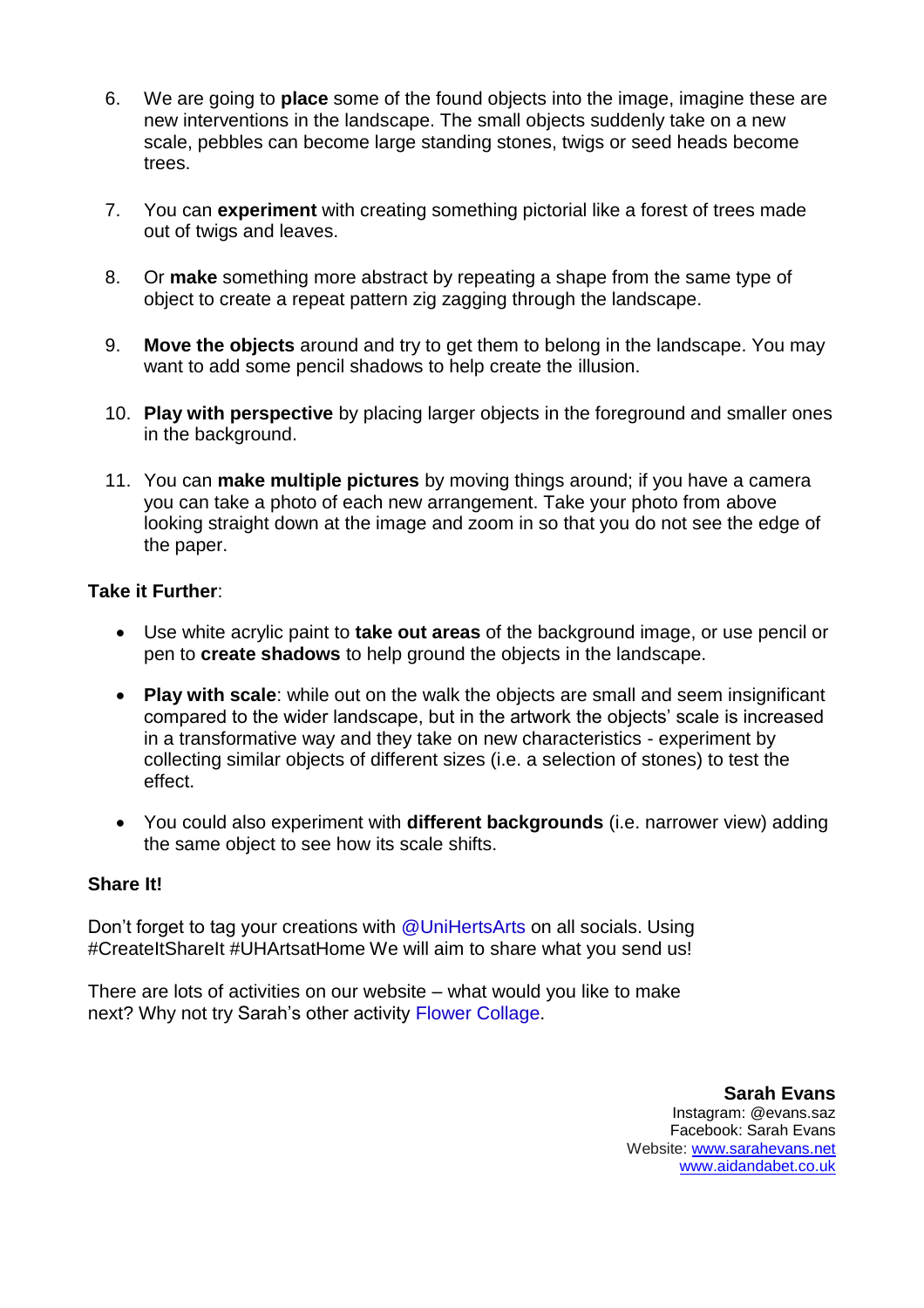6. We are going to **place** some of the found objects into the image, imagine these are new interventions in the landscape. The small objects suddenly take on a new scale, pebbles can become large standing stones, twigs or seed heads become trees.

7. You can **experiment** with creating something pictorial like a forest of trees made out of twigs and leaves.

8. Or **make** something more abstract by repeating a shape from the same type of object to create a repeat pattern zig zagging through the landscape.

9. **Move the objects** around and try to get them to belong in the landscape. You may want to add some pencil shadows to help create the illusion.

10. **Play with perspective** by placing larger objects in the foreground and smaller ones in the background.

11. You can **make multiple pictures** by moving things around; if you have a camera you can take a photo of each new arrangement. Take your photo from above looking straight down at the image and zoom in so that you do not see the edge of the paper.

**Take it Further**:

- Use white acrylic paint to **take out areas** of the background image, or use pencil or pen to **create shadows** to help ground the objects in the landscape.

- **Play with scale**: while out on the walk the objects are small and seem insignificant compared to the wider landscape, but in the artwork the objects' scale is increased in a transformative way and they take on new characteristics - experiment by collecting similar objects of different sizes (i.e. a selection of stones) to test the effect.

- You could also experiment with **different backgrounds** (i.e. narrower view) adding the same object to see how its scale shifts.

**Share It!**

Don't forget to tag your creations with @UniHertsArts on all socials. Using #CreateItShareIt #UHArtsatHome We will aim to share what you send us!

There are lots of activities on our website – what would you like to make next? Why not try Sarah's other activity Flower Collage.

**Sarah Evans**
Instagram: @evans.saz
Facebook: Sarah Evans
Website: www.sarahevans.net
www.aidandabet.co.uk